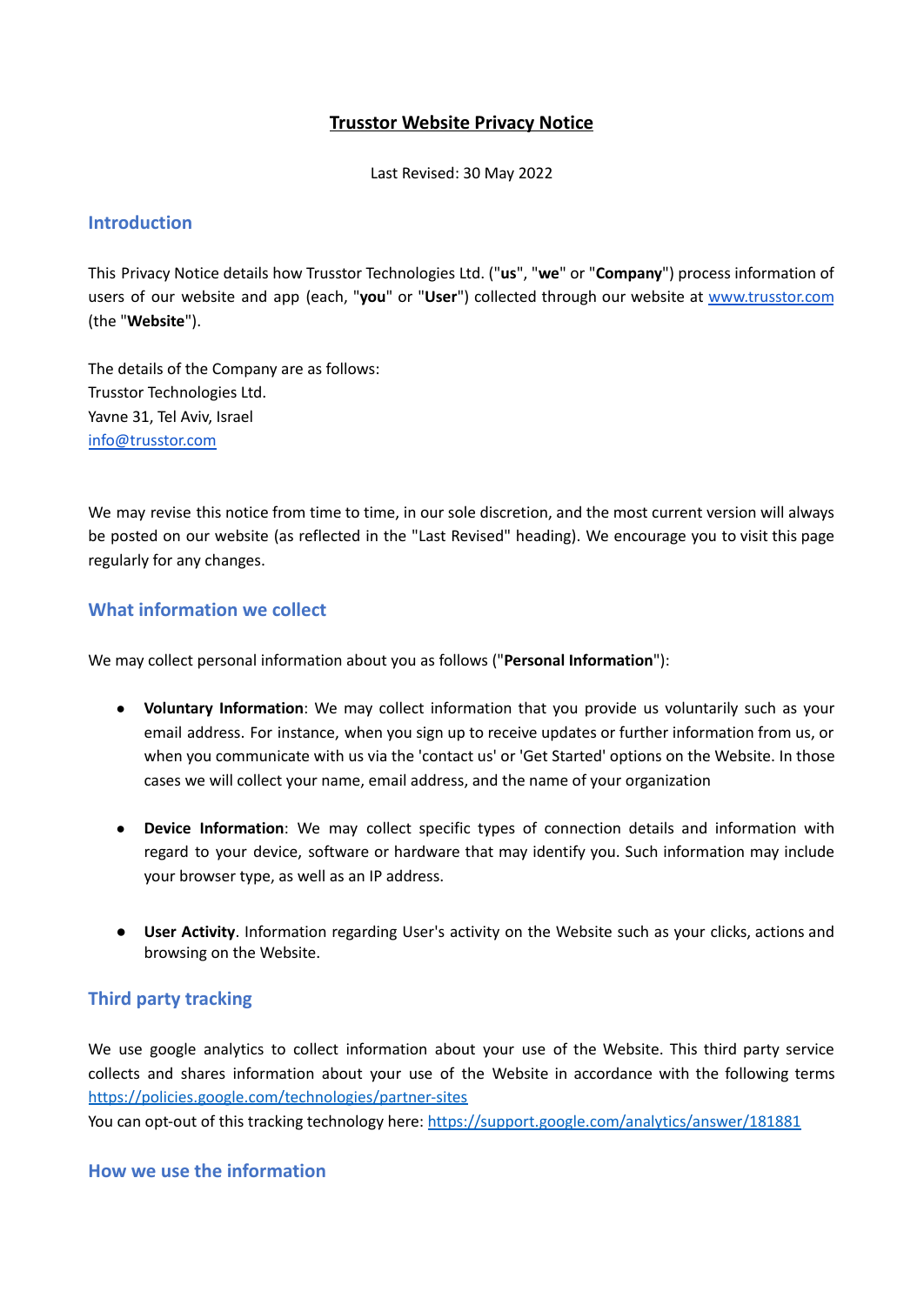# Trusstor Website Privacy Notice

Last Revised: 30 May 2022

## Introduction

This Privacy Notice details how Trusstor Technologies Ltd. ("**us**", "**we**" or "**Company**") process information of users of our website and app (each, "**you**" or "**User**") collected through our website at [www.trusstor.com](www.trusstor.com) (the "**Website**").

The details of the Company are as follows:
Trusstor Technologies Ltd.
Yavne 31, Tel Aviv, Israel
[info@trusstor.com](mailto:info@trusstor.com)

We may revise this notice from time to time, in our sole discretion, and the most current version will always be posted on our website (as reflected in the "Last Revised" heading). We encourage you to visit this page regularly for any changes.

## What information we collect

We may collect personal information about you as follows ("**Personal Information**"):

- **Voluntary Information**: We may collect information that you provide us voluntarily such as your email address. For instance, when you sign up to receive updates or further information from us, or when you communicate with us via the 'contact us' or 'Get Started' options on the Website. In those cases we will collect your name, email address, and the name of your organization

- **Device Information**: We may collect specific types of connection details and information with regard to your device, software or hardware that may identify you. Such information may include your browser type, as well as an IP address.

- **User Activity**. Information regarding User's activity on the Website such as your clicks, actions and browsing on the Website.

## Third party tracking

We use google analytics to collect information about your use of the Website. This third party service collects and shares information about your use of the Website in accordance with the following terms [https://policies.google.com/technologies/partner-sites](https://policies.google.com/technologies/partner-sites)
You can opt-out of this tracking technology here: [https://support.google.com/analytics/answer/181881](https://support.google.com/analytics/answer/181881)

## How we use the information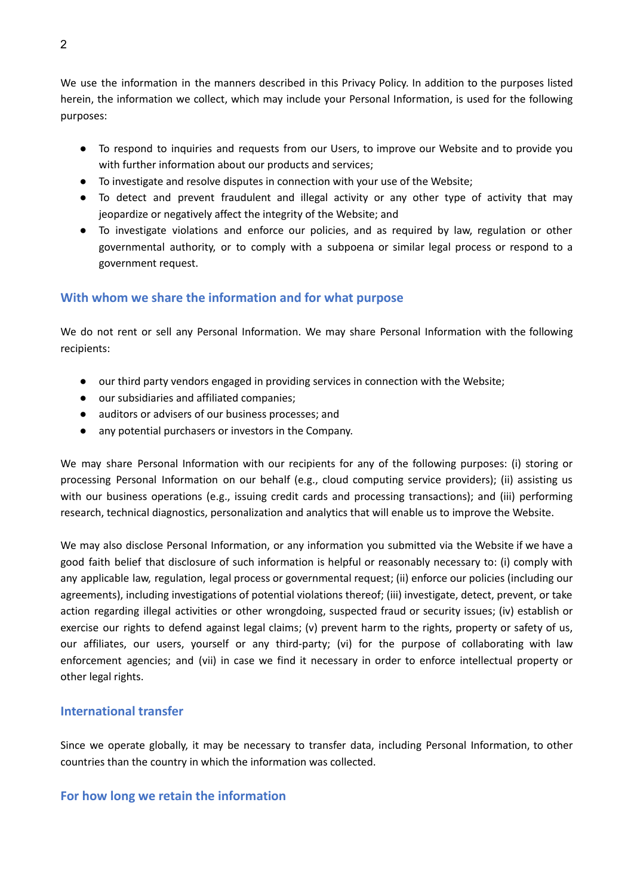We use the information in the manners described in this Privacy Policy. In addition to the purposes listed herein, the information we collect, which may include your Personal Information, is used for the following purposes:

- To respond to inquiries and requests from our Users, to improve our Website and to provide you with further information about our products and services;
- To investigate and resolve disputes in connection with your use of the Website;
- To detect and prevent fraudulent and illegal activity or any other type of activity that may jeopardize or negatively affect the integrity of the Website; and
- To investigate violations and enforce our policies, and as required by law, regulation or other governmental authority, or to comply with a subpoena or similar legal process or respond to a government request.

## With whom we share the information and for what purpose

We do not rent or sell any Personal Information. We may share Personal Information with the following recipients:

- our third party vendors engaged in providing services in connection with the Website;
- our subsidiaries and affiliated companies;
- auditors or advisers of our business processes; and
- any potential purchasers or investors in the Company.

We may share Personal Information with our recipients for any of the following purposes: (i) storing or processing Personal Information on our behalf (e.g., cloud computing service providers); (ii) assisting us with our business operations (e.g., issuing credit cards and processing transactions); and (iii) performing research, technical diagnostics, personalization and analytics that will enable us to improve the Website.

We may also disclose Personal Information, or any information you submitted via the Website if we have a good faith belief that disclosure of such information is helpful or reasonably necessary to: (i) comply with any applicable law, regulation, legal process or governmental request; (ii) enforce our policies (including our agreements), including investigations of potential violations thereof; (iii) investigate, detect, prevent, or take action regarding illegal activities or other wrongdoing, suspected fraud or security issues; (iv) establish or exercise our rights to defend against legal claims; (v) prevent harm to the rights, property or safety of us, our affiliates, our users, yourself or any third-party; (vi) for the purpose of collaborating with law enforcement agencies; and (vii) in case we find it necessary in order to enforce intellectual property or other legal rights.

## International transfer

Since we operate globally, it may be necessary to transfer data, including Personal Information, to other countries than the country in which the information was collected.

## For how long we retain the information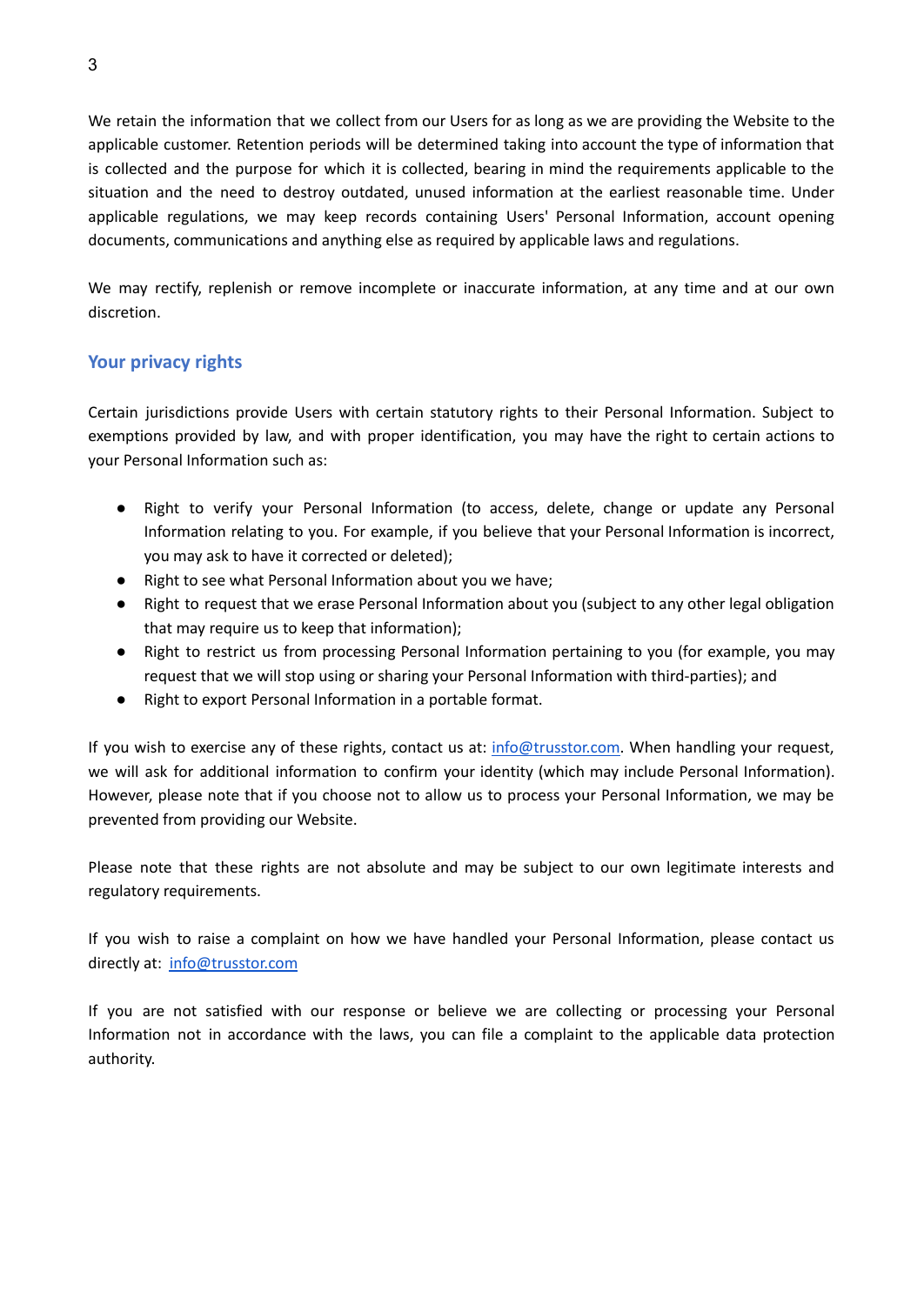We retain the information that we collect from our Users for as long as we are providing the Website to the applicable customer. Retention periods will be determined taking into account the type of information that is collected and the purpose for which it is collected, bearing in mind the requirements applicable to the situation and the need to destroy outdated, unused information at the earliest reasonable time. Under applicable regulations, we may keep records containing Users' Personal Information, account opening documents, communications and anything else as required by applicable laws and regulations.

We may rectify, replenish or remove incomplete or inaccurate information, at any time and at our own discretion.

## Your privacy rights

Certain jurisdictions provide Users with certain statutory rights to their Personal Information. Subject to exemptions provided by law, and with proper identification, you may have the right to certain actions to your Personal Information such as:

- Right to verify your Personal Information (to access, delete, change or update any Personal Information relating to you. For example, if you believe that your Personal Information is incorrect, you may ask to have it corrected or deleted);
- Right to see what Personal Information about you we have;
- Right to request that we erase Personal Information about you (subject to any other legal obligation that may require us to keep that information);
- Right to restrict us from processing Personal Information pertaining to you (for example, you may request that we will stop using or sharing your Personal Information with third-parties); and
- Right to export Personal Information in a portable format.

If you wish to exercise any of these rights, contact us at: info@trusstor.com. When handling your request, we will ask for additional information to confirm your identity (which may include Personal Information). However, please note that if you choose not to allow us to process your Personal Information, we may be prevented from providing our Website.

Please note that these rights are not absolute and may be subject to our own legitimate interests and regulatory requirements.

If you wish to raise a complaint on how we have handled your Personal Information, please contact us directly at: info@trusstor.com

If you are not satisfied with our response or believe we are collecting or processing your Personal Information not in accordance with the laws, you can file a complaint to the applicable data protection authority.